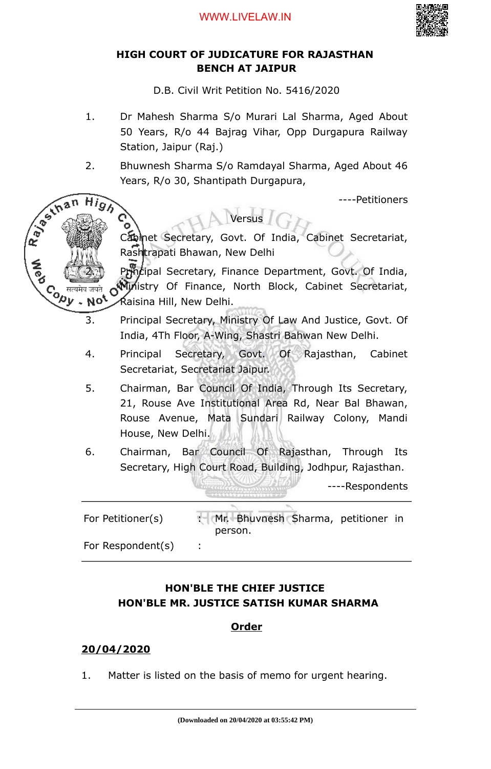# HIGH COURT OF JUDICATURE FOR RAJASTHAN
## BENCH AT JAIPUR

D.B. Civil Writ Petition No. 5416/2020

1. Dr Mahesh Sharma S/o Murari Lal Sharma, Aged About 50 Years, R/o 44 Bajrag Vihar, Opp Durgapura Railway Station, Jaipur (Raj.)
2. Bhuwnesh Sharma S/o Ramdayal Sharma, Aged About 46 Years, R/o 30, Shantipath Durgapura,

----Petitioners

Versus

1. Cabinet Secretary, Govt. Of India, Cabinet Secretariat, Rashtrapati Bhawan, New Delhi
2. Principal Secretary, Finance Department, Govt. Of India, Ministry Of Finance, North Block, Cabinet Secretariat, Raisina Hill, New Delhi.
3. Principal Secretary, Ministry Of Law And Justice, Govt. Of India, 4Th Floor, A-Wing, Shastri Bahwan New Delhi.
4. Principal Secretary, Govt. Of Rajasthan, Cabinet Secretariat, Secretariat Jaipur.
5. Chairman, Bar Council Of India, Through Its Secretary, 21, Rouse Ave Institutional Area Rd, Near Bal Bhawan, Rouse Avenue, Mata Sundari Railway Colony, Mandi House, New Delhi.
6. Chairman, Bar Council Of Rajasthan, Through Its Secretary, High Court Road, Building, Jodhpur, Rajasthan.

----Respondents

---

For Petitioner(s) : Mr. Bhuvnesh Sharma, petitioner in person.

For Respondent(s) :

---

**HON'BLE THE CHIEF JUSTICE**
**HON'BLE MR. JUSTICE SATISH KUMAR SHARMA**

**Order**

**20/04/2020**

1. Matter is listed on the basis of memo for urgent hearing.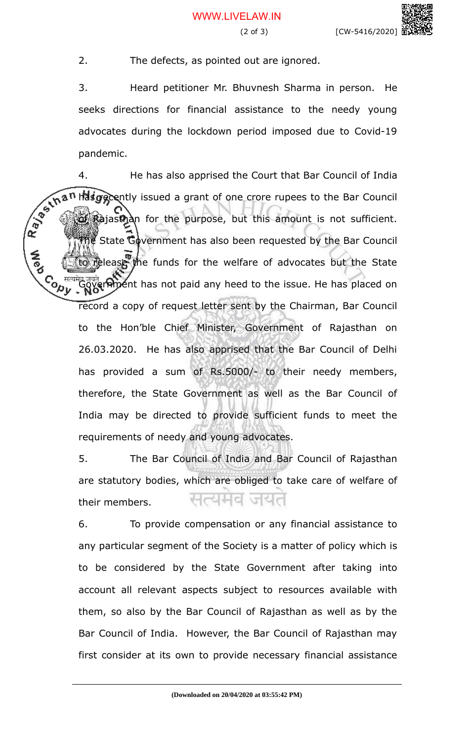2. The defects, as pointed out are ignored.

3. Heard petitioner Mr. Bhuvnesh Sharma in person. He seeks directions for financial assistance to the needy young advocates during the lockdown period imposed due to Covid-19 pandemic.

4. He has also apprised the Court that Bar Council of India has recently issued a grant of one crore rupees to the Bar Council of Rajasthan for the purpose, but this amount is not sufficient. The State Government has also been requested by the Bar Council to release the funds for the welfare of advocates but the State Government has not paid any heed to the issue. He has placed on record a copy of request letter sent by the Chairman, Bar Council to the Hon'ble Chief Minister, Government of Rajasthan on 26.03.2020. He has also apprised that the Bar Council of Delhi has provided a sum of Rs.5000/- to their needy members, therefore, the State Government as well as the Bar Council of India may be directed to provide sufficient funds to meet the requirements of needy and young advocates.

5. The Bar Council of India and Bar Council of Rajasthan are statutory bodies, which are obliged to take care of welfare of their members.

6. To provide compensation or any financial assistance to any particular segment of the Society is a matter of policy which is to be considered by the State Government after taking into account all relevant aspects subject to resources available with them, so also by the Bar Council of Rajasthan as well as by the Bar Council of India. However, the Bar Council of Rajasthan may first consider at its own to provide necessary financial assistance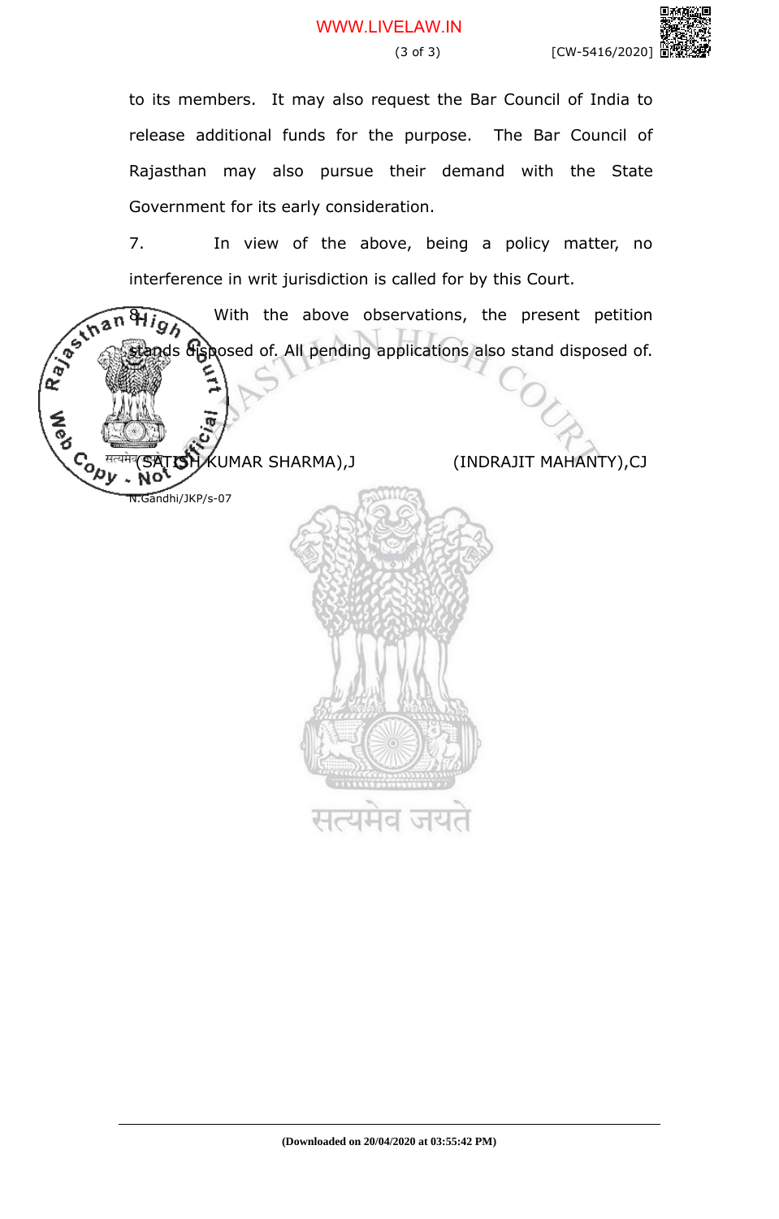to its members. It may also request the Bar Council of India to release additional funds for the purpose. The Bar Council of Rajasthan may also pursue their demand with the State Government for its early consideration.

7. In view of the above, being a policy matter, no interference in writ jurisdiction is called for by this Court.

8. With the above observations, the present petition stands disposed of. All pending applications also stand disposed of.

(SATISH KUMAR SHARMA),J (INDRAJIT MAHANTY),CJ

N.Gandhi/JKP/s-07